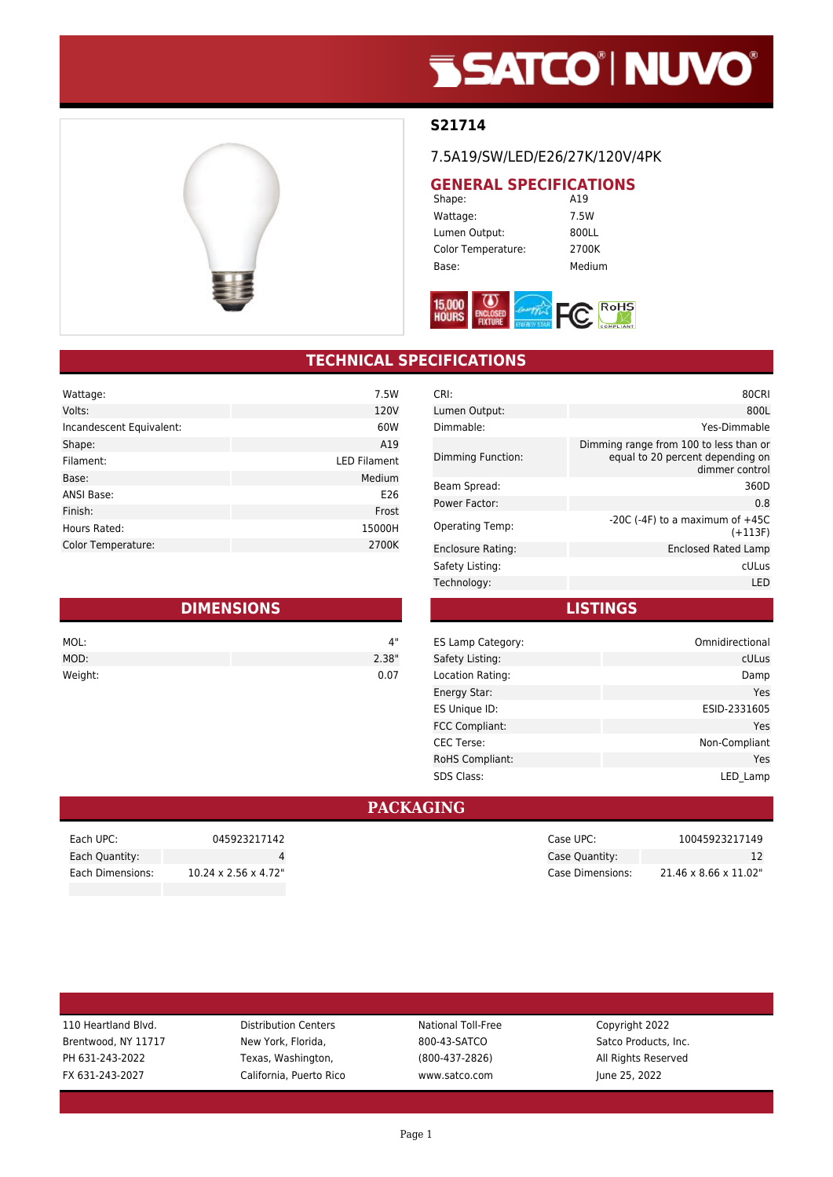# SATCO | NUVO

## S21714

7.5A19/SW/LED/E26/27K/120V/4PK

## GENERAL SPECIFICATIONS

| | |
|---|---|
| Shape: | A19 |
| Wattage: | 7.5W |
| Lumen Output: | 800LL |
| Color Temperature: | 2700K |
| Base: | Medium |

15,000 HOURS | ENCLOSED FIXTURE | ENERGY STAR | FC | RoHS COMPLIANT

## TECHNICAL SPECIFICATIONS

| | |
|---|---|
| Wattage: | 7.5W |
| Volts: | 120V |
| Incandescent Equivalent: | 60W |
| Shape: | A19 |
| Filament: | LED Filament |
| Base: | Medium |
| ANSI Base: | E26 |
| Finish: | Frost |
| Hours Rated: | 15000H |
| Color Temperature: | 2700K |

| | |
|---|---|
| CRI: | 80CRI |
| Lumen Output: | 800L |
| Dimmable: | Yes-Dimmable |
| Dimming Function: | Dimming range from 100 to less than or equal to 20 percent depending on dimmer control |
| Beam Spread: | 360D |
| Power Factor: | 0.8 |
| Operating Temp: | -20C (-4F) to a maximum of +45C (+113F) |
| Enclosure Rating: | Enclosed Rated Lamp |
| Safety Listing: | cULus |
| Technology: | LED |

## DIMENSIONS

| | |
|---|---|
| MOL: | 4" |
| MOD: | 2.38" |
| Weight: | 0.07 |

## LISTINGS

| | |
|---|---|
| ES Lamp Category: | Omnidirectional |
| Safety Listing: | cULus |
| Location Rating: | Damp |
| Energy Star: | Yes |
| ES Unique ID: | ESID-2331605 |
| FCC Compliant: | Yes |
| CEC Terse: | Non-Compliant |
| RoHS Compliant: | Yes |
| SDS Class: | LED_Lamp |

## PACKAGING

| | |
|---|---|
| Each UPC: | 045923217142 |
| Each Quantity: | 4 |
| Each Dimensions: | 10.24 x 2.56 x 4.72" |

| | |
|---|---|
| Case UPC: | 10045923217149 |
| Case Quantity: | 12 |
| Case Dimensions: | 21.46 x 8.66 x 11.02" |

110 Heartland Blvd.
Brentwood, NY 11717
PH 631-243-2022
FX 631-243-2027

Distribution Centers
New York, Florida,
Texas, Washington,
California, Puerto Rico

National Toll-Free
800-43-SATCO
(800-437-2826)
www.satco.com

Copyright 2022
Satco Products, Inc.
All Rights Reserved
June 25, 2022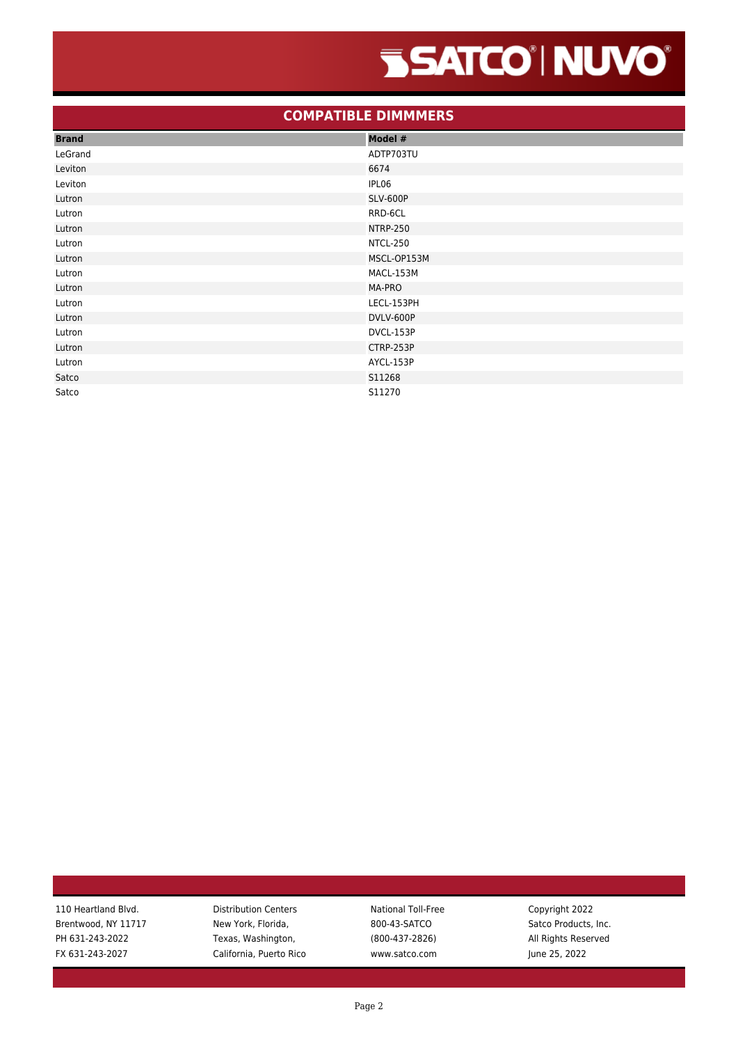## COMPATIBLE DIMMMERS

| Brand | Model # |
| --- | --- |
| LeGrand | ADTP703TU |
| Leviton | 6674 |
| Leviton | IPL06 |
| Lutron | SLV-600P |
| Lutron | RRD-6CL |
| Lutron | NTRP-250 |
| Lutron | NTCL-250 |
| Lutron | MSCL-OP153M |
| Lutron | MACL-153M |
| Lutron | MA-PRO |
| Lutron | LECL-153PH |
| Lutron | DVLV-600P |
| Lutron | DVCL-153P |
| Lutron | CTRP-253P |
| Lutron | AYCL-153P |
| Satco | S11268 |
| Satco | S11270 |

110 Heartland Blvd.
Brentwood, NY 11717
PH 631-243-2022
FX 631-243-2027

Distribution Centers
New York, Florida,
Texas, Washington,
California, Puerto Rico

National Toll-Free
800-43-SATCO
(800-437-2826)
www.satco.com

Copyright 2022
Satco Products, Inc.
All Rights Reserved
June 25, 2022